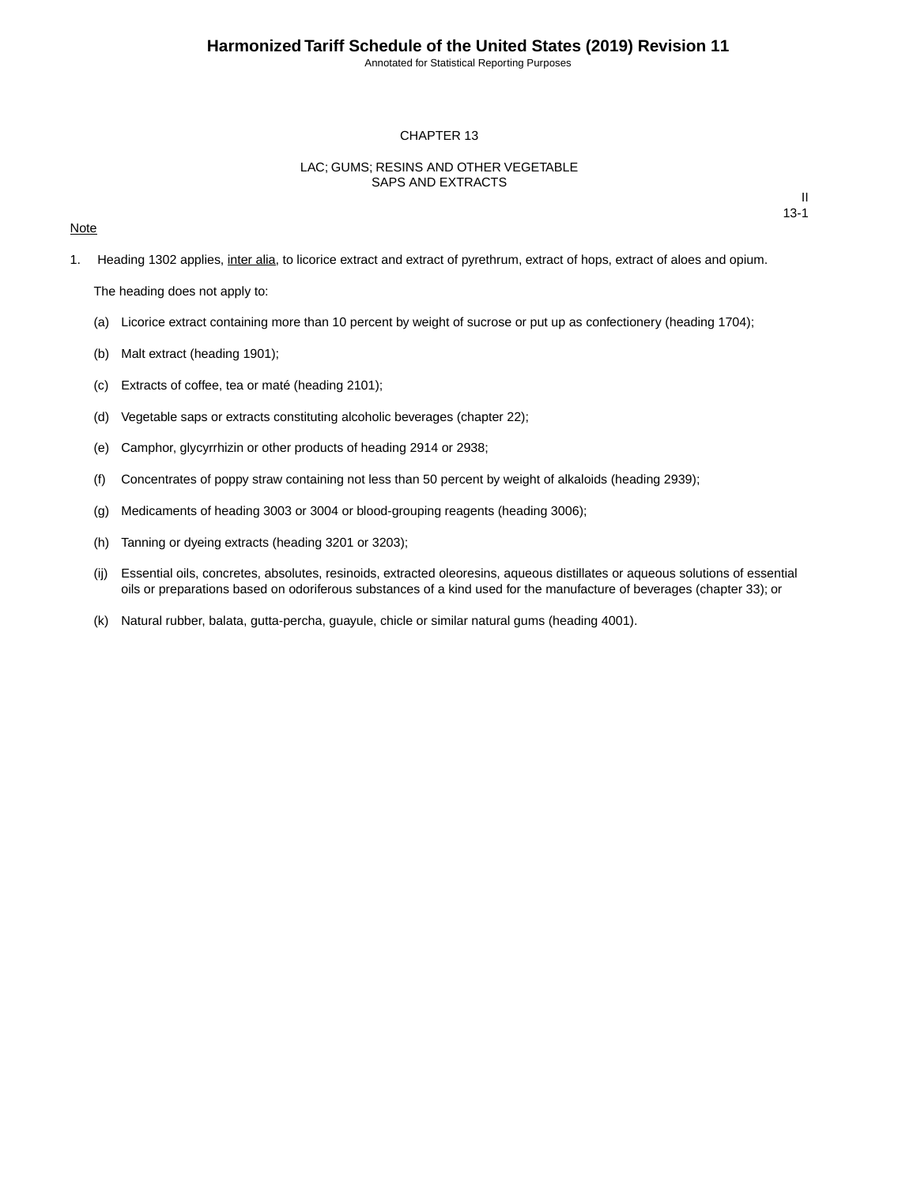# CHAPTER 13

## LAC; GUMS; RESINS AND OTHER VEGETABLE SAPS AND EXTRACTS

II
13-1

Note

1. Heading 1302 applies, inter alia, to licorice extract and extract of pyrethrum, extract of hops, extract of aloes and opium.

   The heading does not apply to:

   (a) Licorice extract containing more than 10 percent by weight of sucrose or put up as confectionery (heading 1704);

   (b) Malt extract (heading 1901);

   (c) Extracts of coffee, tea or maté (heading 2101);

   (d) Vegetable saps or extracts constituting alcoholic beverages (chapter 22);

   (e) Camphor, glycyrrhizin or other products of heading 2914 or 2938;

   (f) Concentrates of poppy straw containing not less than 50 percent by weight of alkaloids (heading 2939);

   (g) Medicaments of heading 3003 or 3004 or blood-grouping reagents (heading 3006);

   (h) Tanning or dyeing extracts (heading 3201 or 3203);

   (ij) Essential oils, concretes, absolutes, resinoids, extracted oleoresins, aqueous distillates or aqueous solutions of essential oils or preparations based on odoriferous substances of a kind used for the manufacture of beverages (chapter 33); or

   (k) Natural rubber, balata, gutta-percha, guayule, chicle or similar natural gums (heading 4001).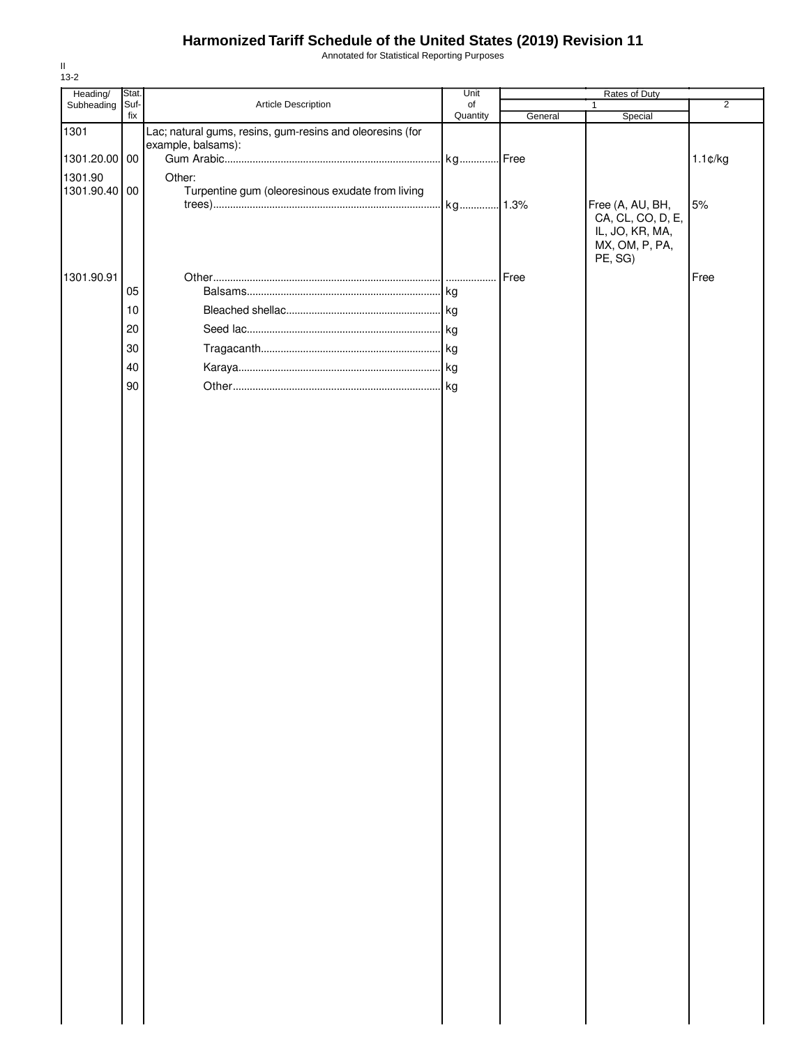# Harmonized Tariff Schedule of the United States (2019) Revision 11

Annotated for Statistical Reporting Purposes

II
13-2

| Heading/ Subheading | Stat. Suf-fix | Article Description | Unit of Quantity | Rates of Duty 1 General | Rates of Duty 1 Special | Rates of Duty 2 |
|---|---|---|---|---|---|---|
| 1301 | | Lac; natural gums, resins, gum-resins and oleoresins (for example, balsams): | | | | |
| 1301.20.00 | 00 | Gum Arabic | kg | Free | | 1.1¢/kg |
| 1301.90 | | Other: | | | | |
| 1301.90.40 | 00 | Turpentine gum (oleoresinous exudate from living trees) | kg | 1.3% | Free (A, AU, BH, CA, CL, CO, D, E, IL, JO, KR, MA, MX, OM, P, PA, PE, SG) | 5% |
| 1301.90.91 | | Other | | Free | | Free |
| | 05 | Balsams | kg | | | |
| | 10 | Bleached shellac | kg | | | |
| | 20 | Seed lac | kg | | | |
| | 30 | Tragacanth | kg | | | |
| | 40 | Karaya | kg | | | |
| | 90 | Other | kg | | | |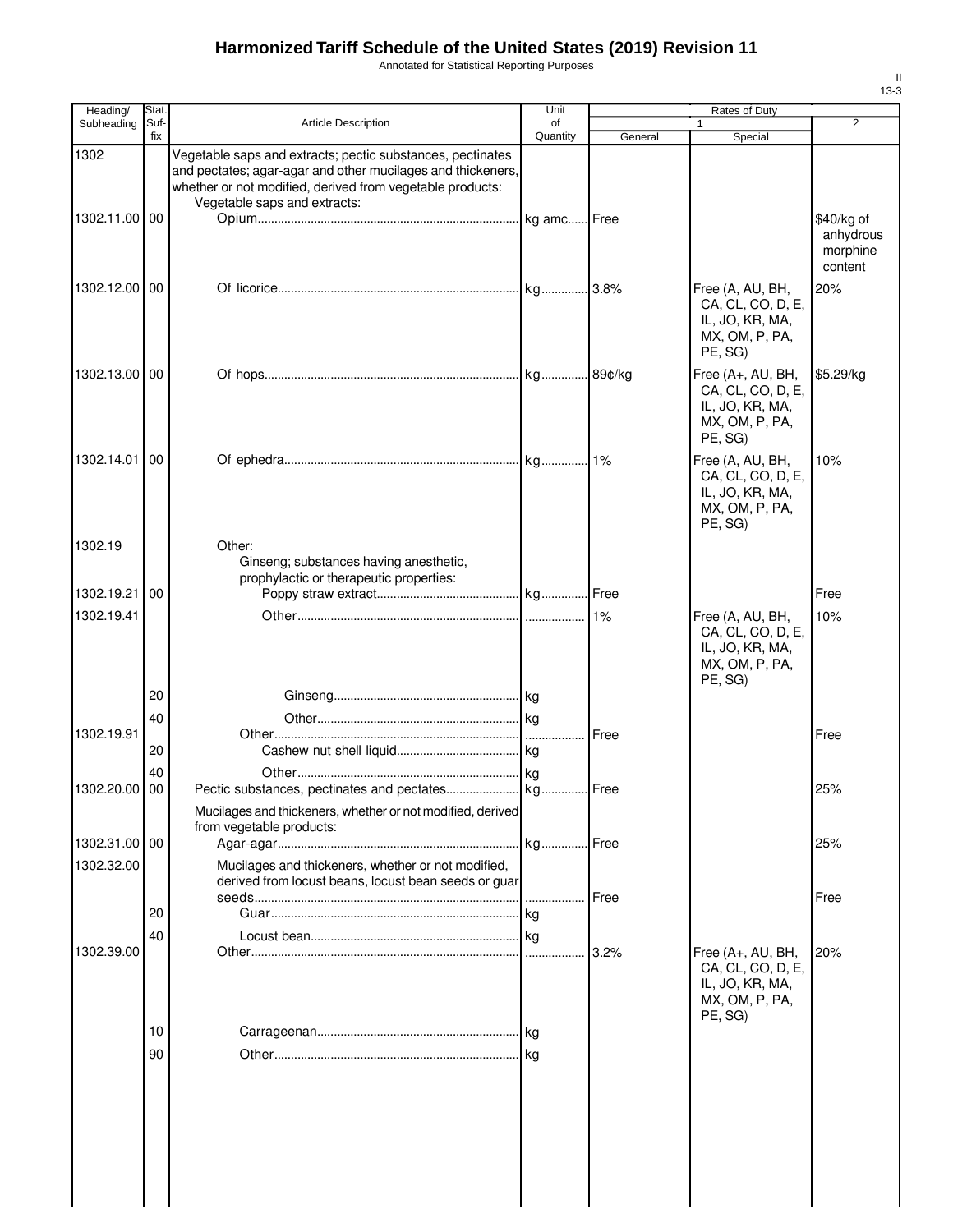# Harmonized Tariff Schedule of the United States (2019) Revision 11

Annotated for Statistical Reporting Purposes

| Heading/ Subheading | Stat. Suf-fix | Article Description | Unit of Quantity | Rates of Duty 1 General | Rates of Duty 1 Special | Rates of Duty 2 |
|---|---|---|---|---|---|---|
| 1302 | | Vegetable saps and extracts; pectic substances, pectinates and pectates; agar-agar and other mucilages and thickeners, whether or not modified, derived from vegetable products: | | | | |
| | | Vegetable saps and extracts: | | | | |
| 1302.11.00 | 00 | Opium | kg amc | Free | | $40/kg of anhydrous morphine content |
| 1302.12.00 | 00 | Of licorice | kg | 3.8% | Free (A, AU, BH, CA, CL, CO, D, E, IL, JO, KR, MA, MX, OM, P, PA, PE, SG) | 20% |
| 1302.13.00 | 00 | Of hops | kg | 89¢/kg | Free (A+, AU, BH, CA, CL, CO, D, E, IL, JO, KR, MA, MX, OM, P, PA, PE, SG) | $5.29/kg |
| 1302.14.01 | 00 | Of ephedra | kg | 1% | Free (A, AU, BH, CA, CL, CO, D, E, IL, JO, KR, MA, MX, OM, P, PA, PE, SG) | 10% |
| 1302.19 | | Other: | | | | |
| | | Ginseng; substances having anesthetic, prophylactic or therapeutic properties: | | | | |
| 1302.19.21 | 00 | Poppy straw extract | kg | Free | | Free |
| 1302.19.41 | | Other | | 1% | Free (A, AU, BH, CA, CL, CO, D, E, IL, JO, KR, MA, MX, OM, P, PA, PE, SG) | 10% |
| | 20 | Ginseng | kg | | | |
| | 40 | Other | kg | | | |
| 1302.19.91 | | Other | | Free | | Free |
| | 20 | Cashew nut shell liquid | kg | | | |
| | 40 | Other | kg | | | |
| 1302.20.00 | 00 | Pectic substances, pectinates and pectates | kg | Free | | 25% |
| | | Mucilages and thickeners, whether or not modified, derived from vegetable products: | | | | |
| 1302.31.00 | 00 | Agar-agar | kg | Free | | 25% |
| 1302.32.00 | | Mucilages and thickeners, whether or not modified, derived from locust beans, locust bean seeds or guar seeds | | Free | | Free |
| | 20 | Guar | kg | | | |
| | 40 | Locust bean | kg | | | |
| 1302.39.00 | | Other | | 3.2% | Free (A+, AU, BH, CA, CL, CO, D, E, IL, JO, KR, MA, MX, OM, P, PA, PE, SG) | 20% |
| | 10 | Carrageenan | kg | | | |
| | 90 | Other | kg | | | |